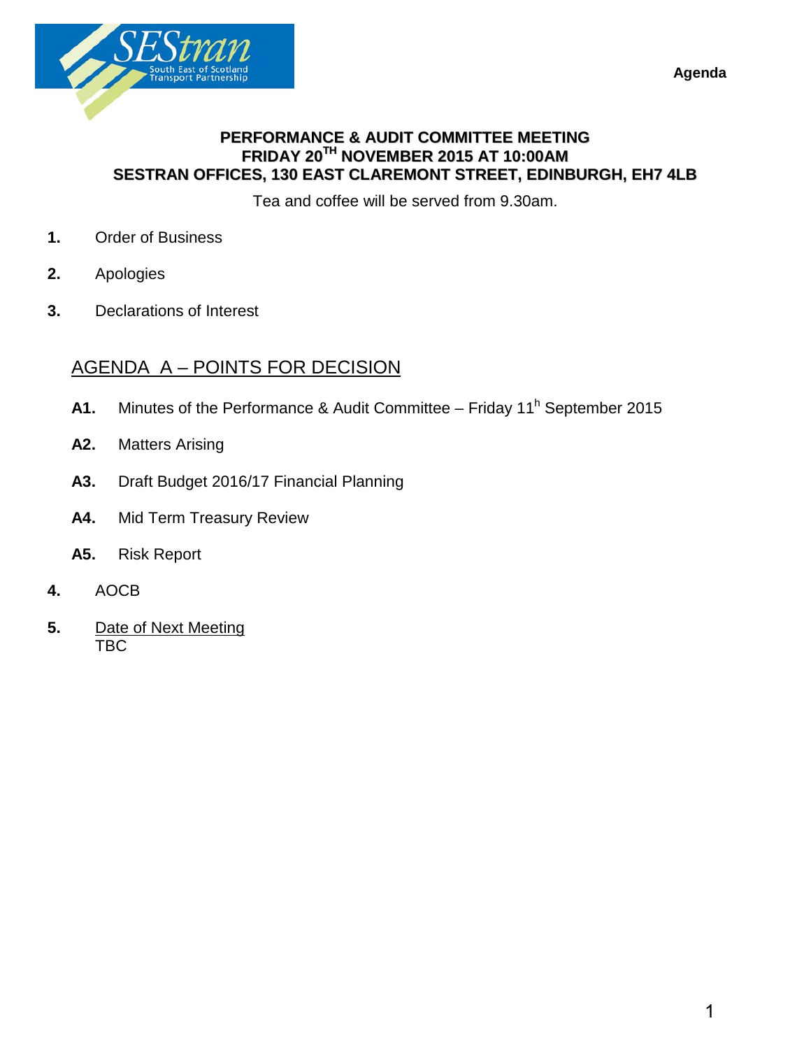**Agenda**

**PERFORMANCE & AUDIT COMMITTEE MEETING**
**FRIDAY 20TH NOVEMBER 2015 AT 10:00AM**
**SESTRAN OFFICES, 130 EAST CLAREMONT STREET, EDINBURGH, EH7 4LB**

Tea and coffee will be served from 9.30am.

**1.** Order of Business

**2.** Apologies

**3.** Declarations of Interest

## AGENDA A – POINTS FOR DECISION

**A1.** Minutes of the Performance & Audit Committee – Friday 11h September 2015

**A2.** Matters Arising

**A3.** Draft Budget 2016/17 Financial Planning

**A4.** Mid Term Treasury Review

**A5.** Risk Report

**4.** AOCB

**5.** Date of Next Meeting
TBC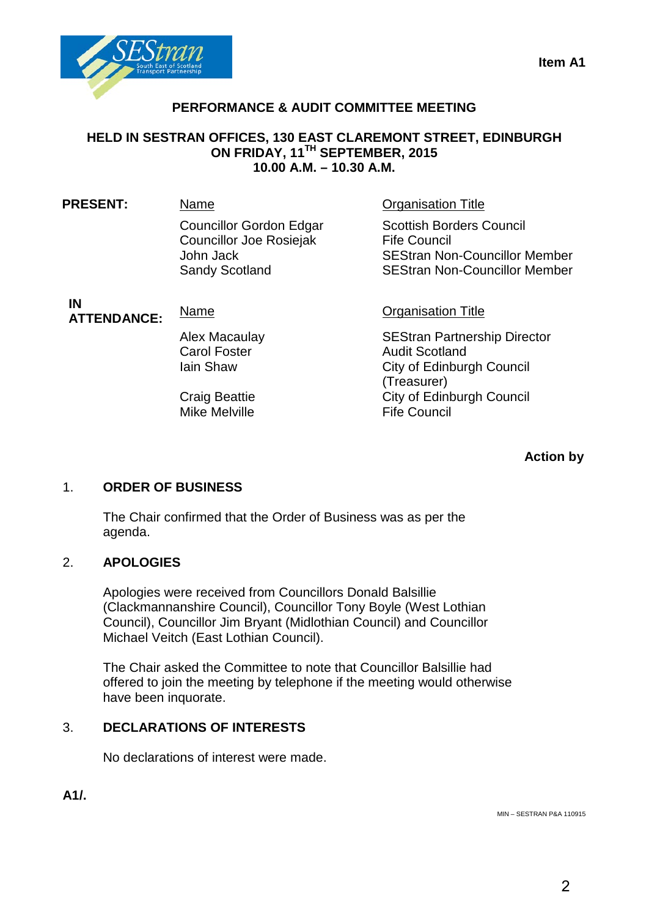**Item A1**

# PERFORMANCE & AUDIT COMMITTEE MEETING

## HELD IN SESTRAN OFFICES, 130 EAST CLAREMONT STREET, EDINBURGH ON FRIDAY, 11TH SEPTEMBER, 2015 10.00 A.M. – 10.30 A.M.

**PRESENT:**

| Name | Organisation Title |
| --- | --- |
| Councillor Gordon Edgar | Scottish Borders Council |
| Councillor Joe Rosiejak | Fife Council |
| John Jack | SEStran Non-Councillor Member |
| Sandy Scotland | SEStran Non-Councillor Member |

**IN ATTENDANCE:**

| Name | Organisation Title |
| --- | --- |
| Alex Macaulay | SEStran Partnership Director |
| Carol Foster | Audit Scotland |
| Iain Shaw | City of Edinburgh Council (Treasurer) |
| Craig Beattie | City of Edinburgh Council |
| Mike Melville | Fife Council |

**Action by**

1. **ORDER OF BUSINESS**

   The Chair confirmed that the Order of Business was as per the agenda.

2. **APOLOGIES**

   Apologies were received from Councillors Donald Balsillie (Clackmannanshire Council), Councillor Tony Boyle (West Lothian Council), Councillor Jim Bryant (Midlothian Council) and Councillor Michael Veitch (East Lothian Council).

   The Chair asked the Committee to note that Councillor Balsillie had offered to join the meeting by telephone if the meeting would otherwise have been inquorate.

3. **DECLARATIONS OF INTERESTS**

   No declarations of interest were made.

**A1/.**

MIN – SESTRAN P&A 110915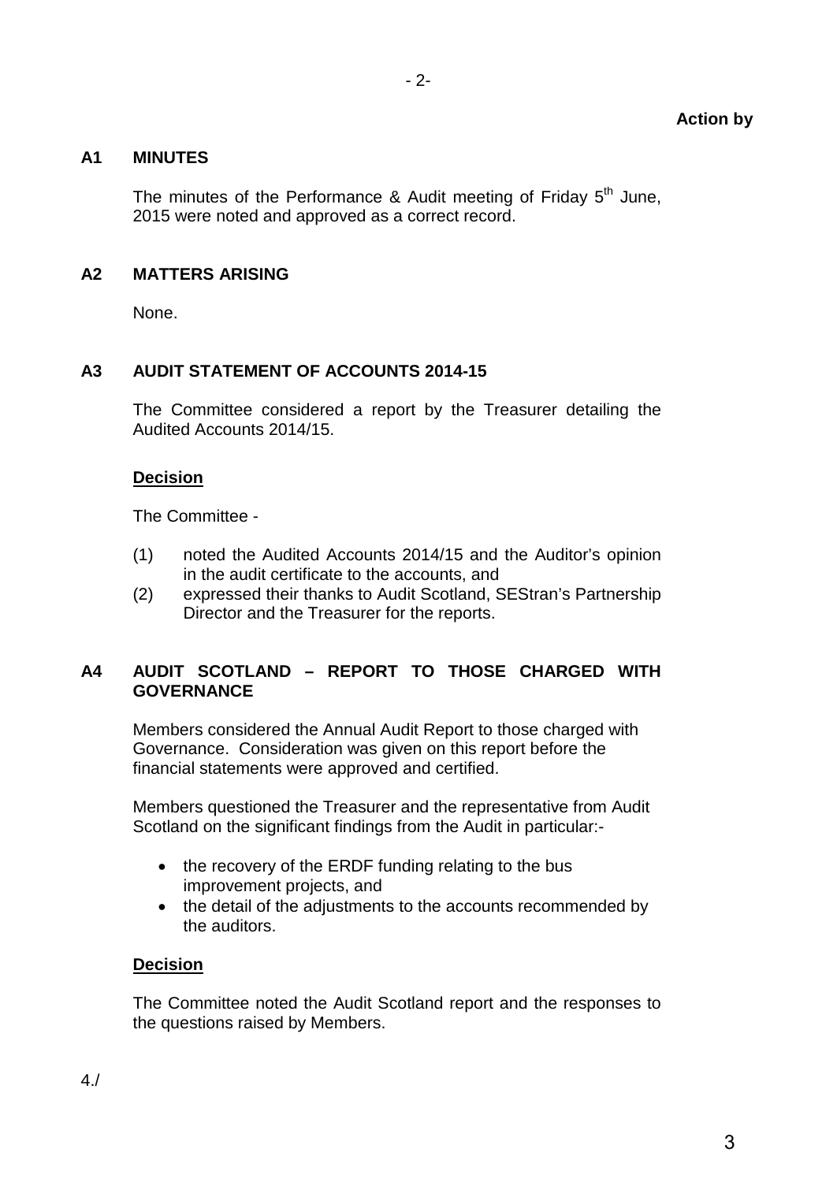**Action by**

## A1 MINUTES

The minutes of the Performance & Audit meeting of Friday 5th June, 2015 were noted and approved as a correct record.

## A2 MATTERS ARISING

None.

## A3 AUDIT STATEMENT OF ACCOUNTS 2014-15

The Committee considered a report by the Treasurer detailing the Audited Accounts 2014/15.

**Decision**

The Committee -

(1) noted the Audited Accounts 2014/15 and the Auditor's opinion in the audit certificate to the accounts, and
(2) expressed their thanks to Audit Scotland, SEStran's Partnership Director and the Treasurer for the reports.

## A4 AUDIT SCOTLAND – REPORT TO THOSE CHARGED WITH GOVERNANCE

Members considered the Annual Audit Report to those charged with Governance. Consideration was given on this report before the financial statements were approved and certified.

Members questioned the Treasurer and the representative from Audit Scotland on the significant findings from the Audit in particular:-

- the recovery of the ERDF funding relating to the bus improvement projects, and
- the detail of the adjustments to the accounts recommended by the auditors.

**Decision**

The Committee noted the Audit Scotland report and the responses to the questions raised by Members.

4./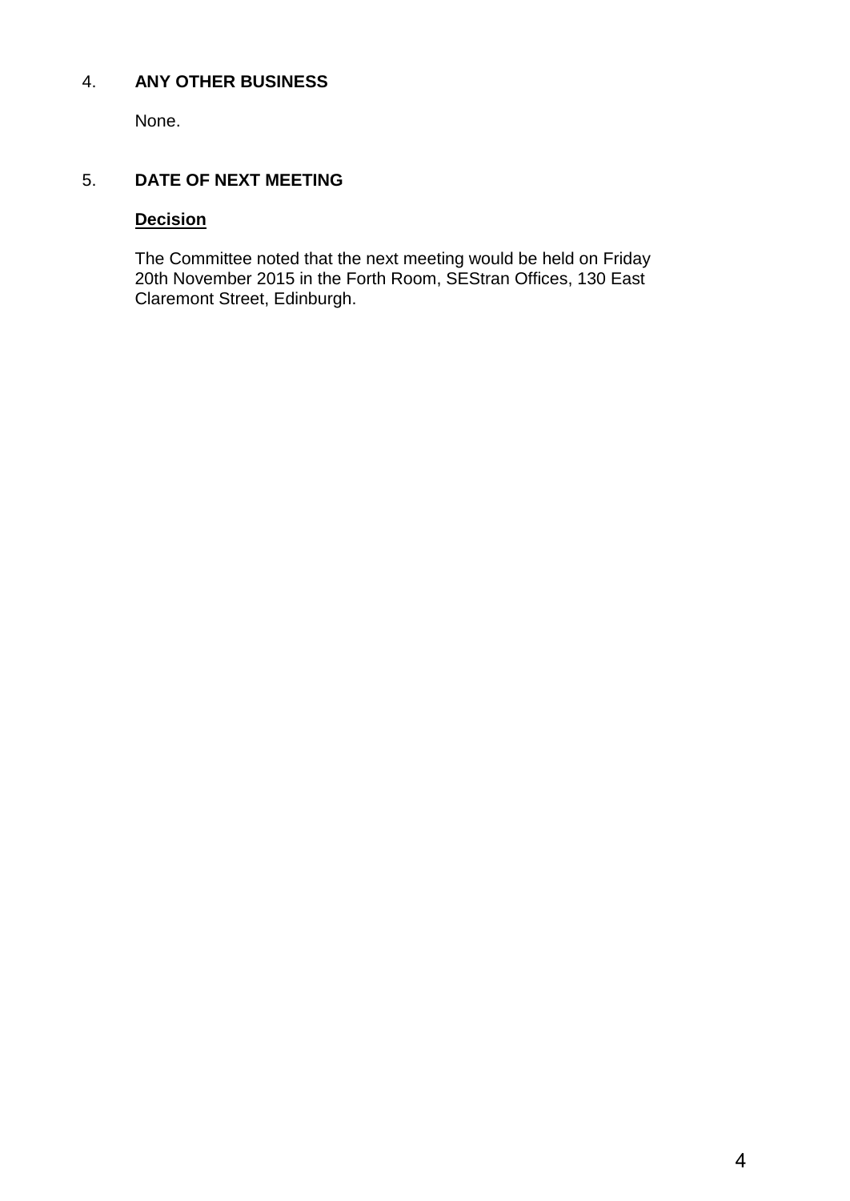## 4. ANY OTHER BUSINESS

None.

## 5. DATE OF NEXT MEETING

**Decision**

The Committee noted that the next meeting would be held on Friday 20th November 2015 in the Forth Room, SEStran Offices, 130 East Claremont Street, Edinburgh.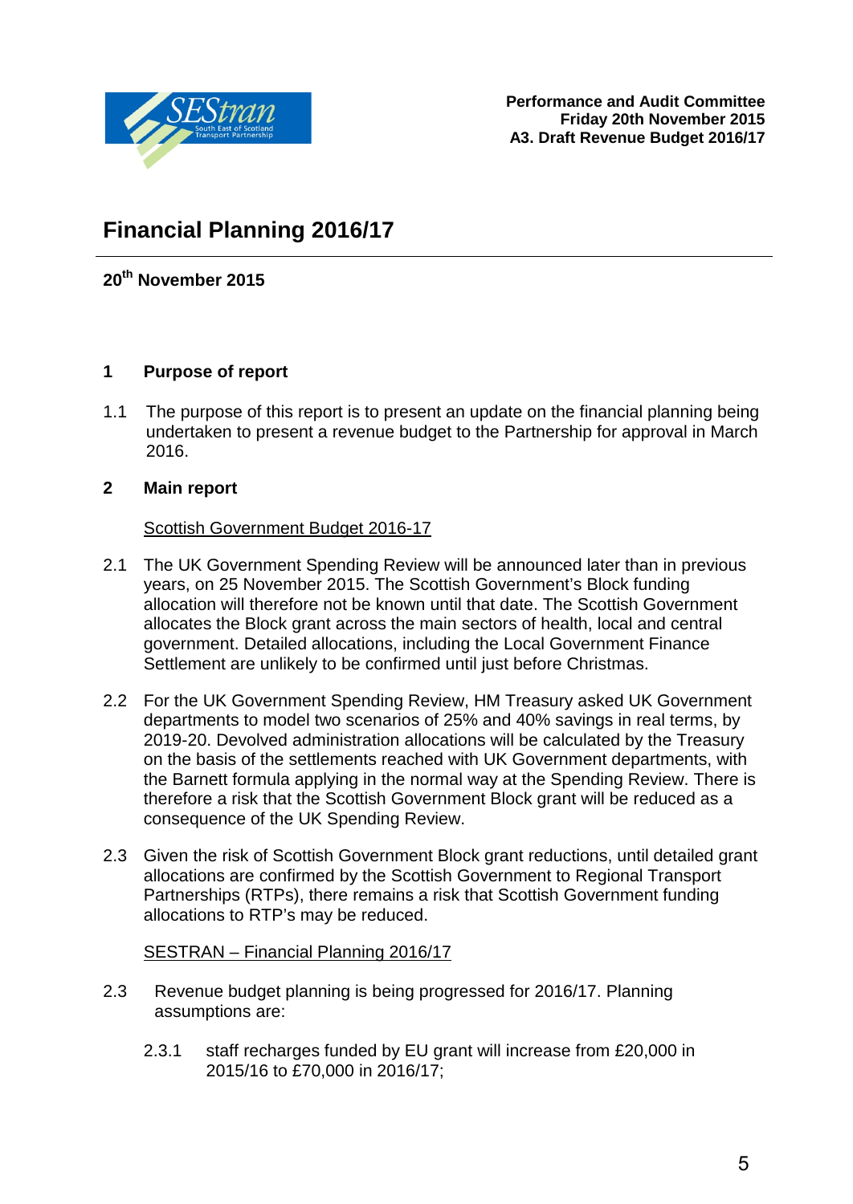Performance and Audit Committee
Friday 20th November 2015
A3. Draft Revenue Budget 2016/17

# Financial Planning 2016/17

**20th November 2015**

## 1 Purpose of report

1.1 The purpose of this report is to present an update on the financial planning being undertaken to present a revenue budget to the Partnership for approval in March 2016.

## 2 Main report

Scottish Government Budget 2016-17

2.1 The UK Government Spending Review will be announced later than in previous years, on 25 November 2015. The Scottish Government's Block funding allocation will therefore not be known until that date. The Scottish Government allocates the Block grant across the main sectors of health, local and central government. Detailed allocations, including the Local Government Finance Settlement are unlikely to be confirmed until just before Christmas.

2.2 For the UK Government Spending Review, HM Treasury asked UK Government departments to model two scenarios of 25% and 40% savings in real terms, by 2019-20. Devolved administration allocations will be calculated by the Treasury on the basis of the settlements reached with UK Government departments, with the Barnett formula applying in the normal way at the Spending Review. There is therefore a risk that the Scottish Government Block grant will be reduced as a consequence of the UK Spending Review.

2.3 Given the risk of Scottish Government Block grant reductions, until detailed grant allocations are confirmed by the Scottish Government to Regional Transport Partnerships (RTPs), there remains a risk that Scottish Government funding allocations to RTP's may be reduced.

SESTRAN – Financial Planning 2016/17

2.3 Revenue budget planning is being progressed for 2016/17. Planning assumptions are:

2.3.1 staff recharges funded by EU grant will increase from £20,000 in 2015/16 to £70,000 in 2016/17;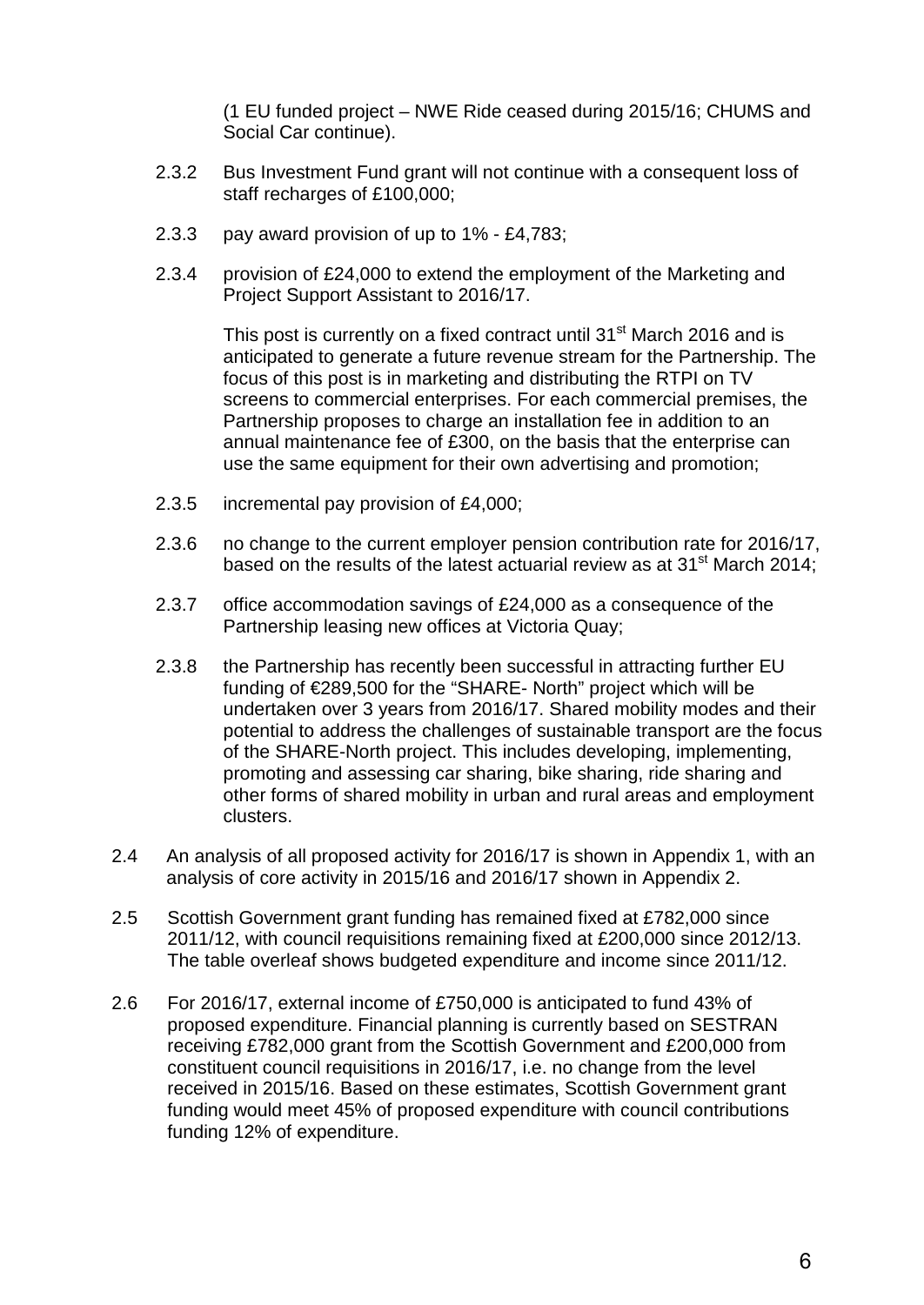(1 EU funded project – NWE Ride ceased during 2015/16; CHUMS and Social Car continue).

2.3.2 Bus Investment Fund grant will not continue with a consequent loss of staff recharges of £100,000;

2.3.3 pay award provision of up to 1% - £4,783;

2.3.4 provision of £24,000 to extend the employment of the Marketing and Project Support Assistant to 2016/17.

This post is currently on a fixed contract until 31st March 2016 and is anticipated to generate a future revenue stream for the Partnership. The focus of this post is in marketing and distributing the RTPI on TV screens to commercial enterprises. For each commercial premises, the Partnership proposes to charge an installation fee in addition to an annual maintenance fee of £300, on the basis that the enterprise can use the same equipment for their own advertising and promotion;

2.3.5 incremental pay provision of £4,000;

2.3.6 no change to the current employer pension contribution rate for 2016/17, based on the results of the latest actuarial review as at 31st March 2014;

2.3.7 office accommodation savings of £24,000 as a consequence of the Partnership leasing new offices at Victoria Quay;

2.3.8 the Partnership has recently been successful in attracting further EU funding of €289,500 for the "SHARE- North" project which will be undertaken over 3 years from 2016/17. Shared mobility modes and their potential to address the challenges of sustainable transport are the focus of the SHARE-North project. This includes developing, implementing, promoting and assessing car sharing, bike sharing, ride sharing and other forms of shared mobility in urban and rural areas and employment clusters.

2.4 An analysis of all proposed activity for 2016/17 is shown in Appendix 1, with an analysis of core activity in 2015/16 and 2016/17 shown in Appendix 2.

2.5 Scottish Government grant funding has remained fixed at £782,000 since 2011/12, with council requisitions remaining fixed at £200,000 since 2012/13. The table overleaf shows budgeted expenditure and income since 2011/12.

2.6 For 2016/17, external income of £750,000 is anticipated to fund 43% of proposed expenditure. Financial planning is currently based on SESTRAN receiving £782,000 grant from the Scottish Government and £200,000 from constituent council requisitions in 2016/17, i.e. no change from the level received in 2015/16. Based on these estimates, Scottish Government grant funding would meet 45% of proposed expenditure with council contributions funding 12% of expenditure.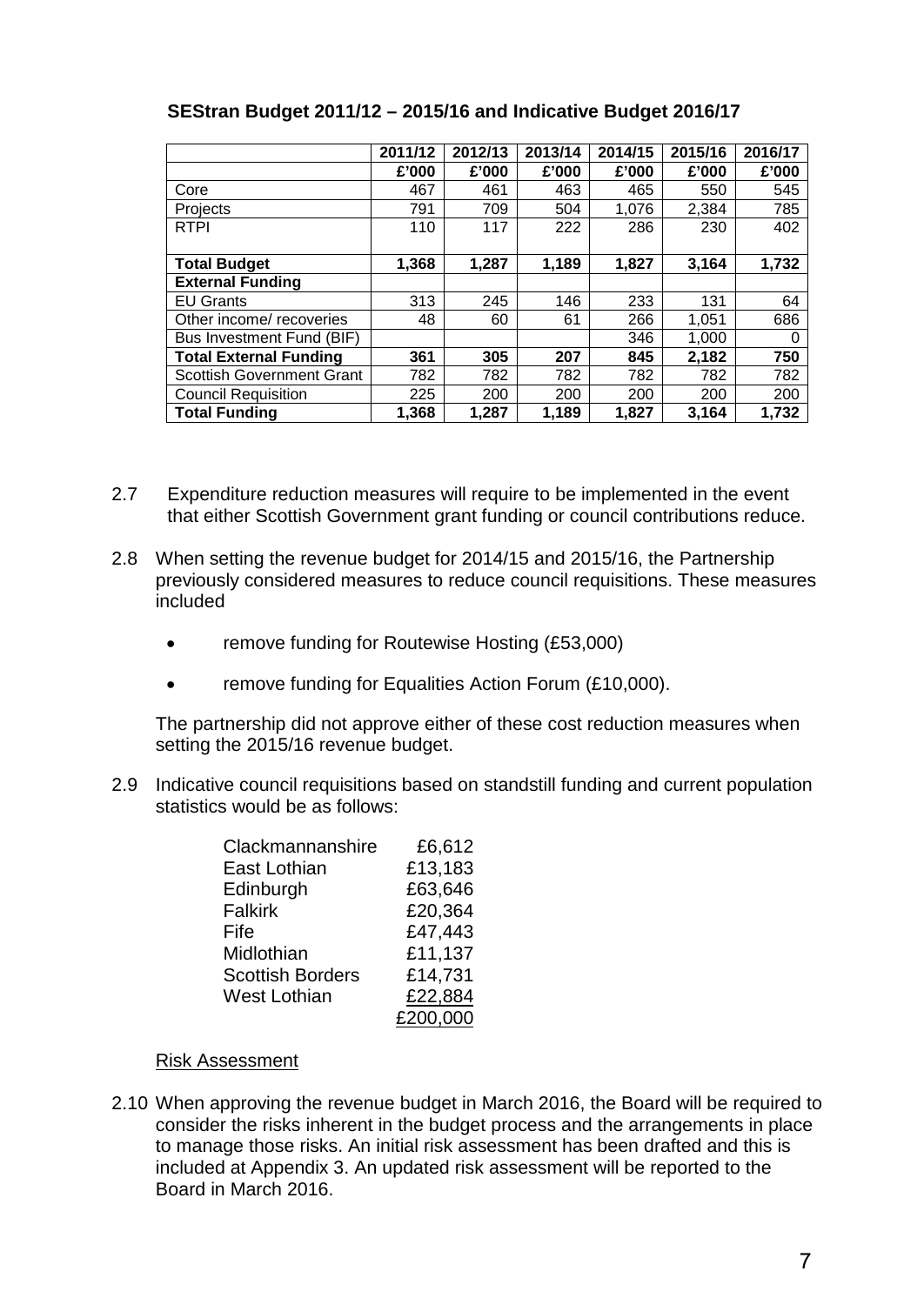**SEStran Budget 2011/12 – 2015/16 and Indicative Budget 2016/17**

| | 2011/12 | 2012/13 | 2013/14 | 2014/15 | 2015/16 | 2016/17 |
|---|---|---|---|---|---|---|
| | £'000 | £'000 | £'000 | £'000 | £'000 | £'000 |
| Core | 467 | 461 | 463 | 465 | 550 | 545 |
| Projects | 791 | 709 | 504 | 1,076 | 2,384 | 785 |
| RTPI | 110 | 117 | 222 | 286 | 230 | 402 |
| **Total Budget** | **1,368** | **1,287** | **1,189** | **1,827** | **3,164** | **1,732** |
| **External Funding** | | | | | | |
| EU Grants | 313 | 245 | 146 | 233 | 131 | 64 |
| Other income/ recoveries | 48 | 60 | 61 | 266 | 1,051 | 686 |
| Bus Investment Fund (BIF) | | | | 346 | 1,000 | 0 |
| **Total External Funding** | **361** | **305** | **207** | **845** | **2,182** | **750** |
| Scottish Government Grant | 782 | 782 | 782 | 782 | 782 | 782 |
| Council Requisition | 225 | 200 | 200 | 200 | 200 | 200 |
| **Total Funding** | **1,368** | **1,287** | **1,189** | **1,827** | **3,164** | **1,732** |

2.7 Expenditure reduction measures will require to be implemented in the event that either Scottish Government grant funding or council contributions reduce.

2.8 When setting the revenue budget for 2014/15 and 2015/16, the Partnership previously considered measures to reduce council requisitions. These measures included

- remove funding for Routewise Hosting (£53,000)
- remove funding for Equalities Action Forum (£10,000).

The partnership did not approve either of these cost reduction measures when setting the 2015/16 revenue budget.

2.9 Indicative council requisitions based on standstill funding and current population statistics would be as follows:

| | |
|---|---|
| Clackmannanshire | £6,612 |
| East Lothian | £13,183 |
| Edinburgh | £63,646 |
| Falkirk | £20,364 |
| Fife | £47,443 |
| Midlothian | £11,137 |
| Scottish Borders | £14,731 |
| West Lothian | £22,884 |
| | £200,000 |

Risk Assessment

2.10 When approving the revenue budget in March 2016, the Board will be required to consider the risks inherent in the budget process and the arrangements in place to manage those risks. An initial risk assessment has been drafted and this is included at Appendix 3. An updated risk assessment will be reported to the Board in March 2016.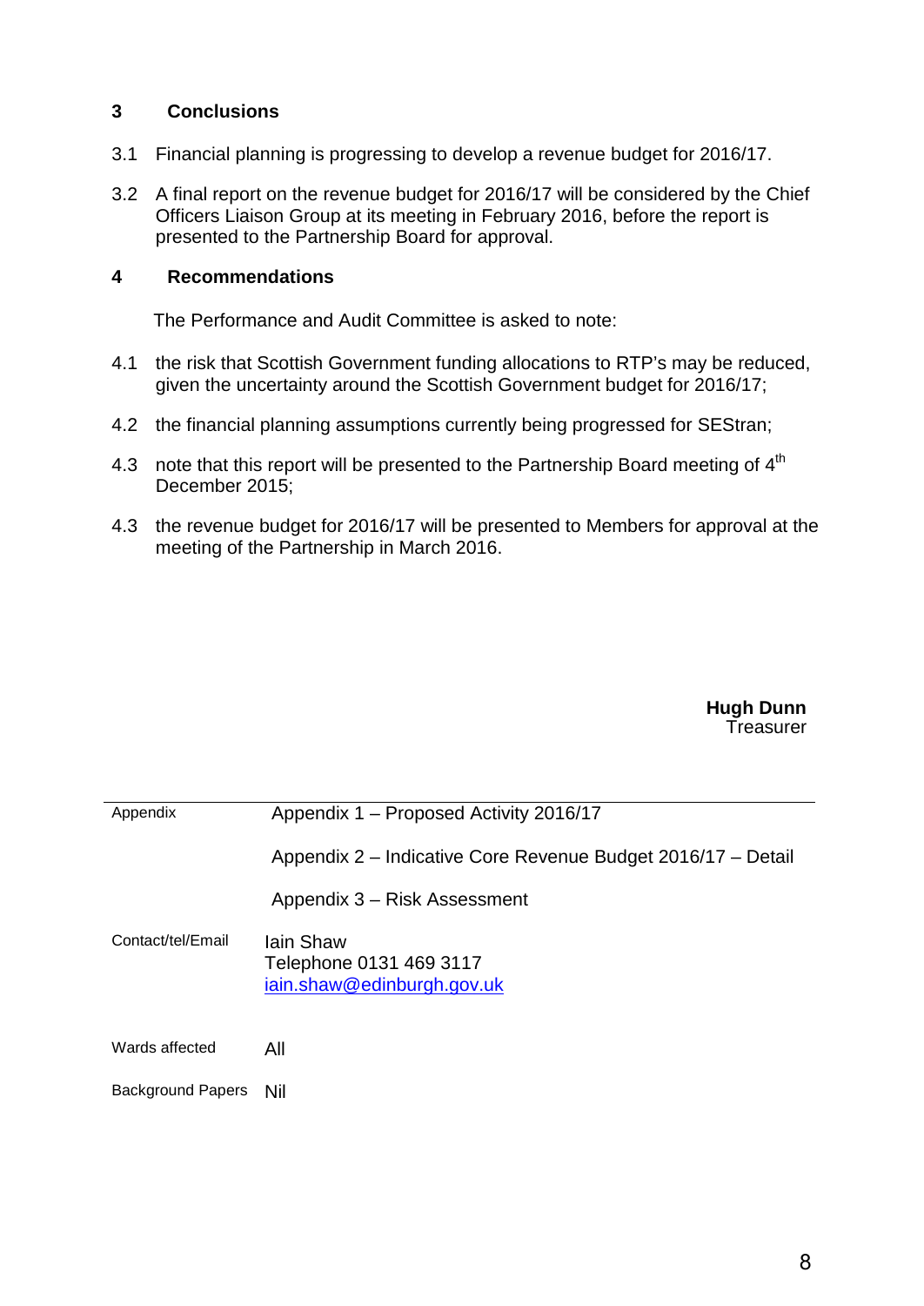## 3 Conclusions

3.1 Financial planning is progressing to develop a revenue budget for 2016/17.

3.2 A final report on the revenue budget for 2016/17 will be considered by the Chief Officers Liaison Group at its meeting in February 2016, before the report is presented to the Partnership Board for approval.

## 4 Recommendations

The Performance and Audit Committee is asked to note:

4.1 the risk that Scottish Government funding allocations to RTP's may be reduced, given the uncertainty around the Scottish Government budget for 2016/17;

4.2 the financial planning assumptions currently being progressed for SEStran;

4.3 note that this report will be presented to the Partnership Board meeting of 4th December 2015;

4.3 the revenue budget for 2016/17 will be presented to Members for approval at the meeting of the Partnership in March 2016.

**Hugh Dunn**
Treasurer

| | |
|---|---|
| Appendix | Appendix 1 – Proposed Activity 2016/17<br><br>Appendix 2 – Indicative Core Revenue Budget 2016/17 – Detail<br><br>Appendix 3 – Risk Assessment |
| Contact/tel/Email | Iain Shaw<br>Telephone 0131 469 3117<br>iain.shaw@edinburgh.gov.uk |
| Wards affected | All |
| Background Papers | Nil |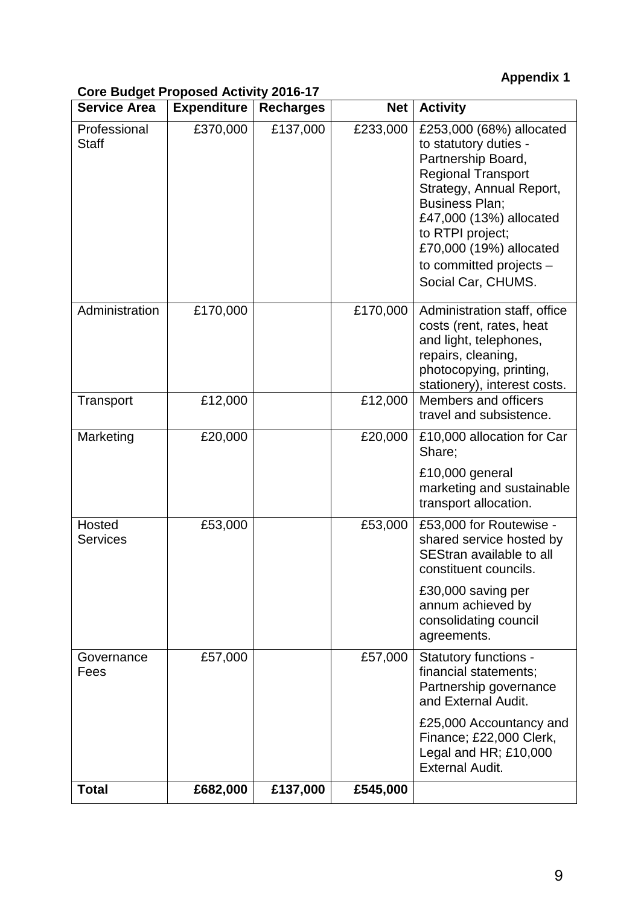**Appendix 1**

**Core Budget Proposed Activity 2016-17**

| Service Area | Expenditure | Recharges | Net | Activity |
|---|---|---|---|---|
| Professional Staff | £370,000 | £137,000 | £233,000 | £253,000 (68%) allocated to statutory duties - Partnership Board, Regional Transport Strategy, Annual Report, Business Plan; £47,000 (13%) allocated to RTPI project; £70,000 (19%) allocated to committed projects – Social Car, CHUMS. |
| Administration | £170,000 | | £170,000 | Administration staff, office costs (rent, rates, heat and light, telephones, repairs, cleaning, photocopying, printing, stationery), interest costs. |
| Transport | £12,000 | | £12,000 | Members and officers travel and subsistence. |
| Marketing | £20,000 | | £20,000 | £10,000 allocation for Car Share; £10,000 general marketing and sustainable transport allocation. |
| Hosted Services | £53,000 | | £53,000 | £53,000 for Routewise - shared service hosted by SEStran available to all constituent councils. £30,000 saving per annum achieved by consolidating council agreements. |
| Governance Fees | £57,000 | | £57,000 | Statutory functions - financial statements; Partnership governance and External Audit. £25,000 Accountancy and Finance; £22,000 Clerk, Legal and HR; £10,000 External Audit. |
| **Total** | **£682,000** | **£137,000** | **£545,000** | |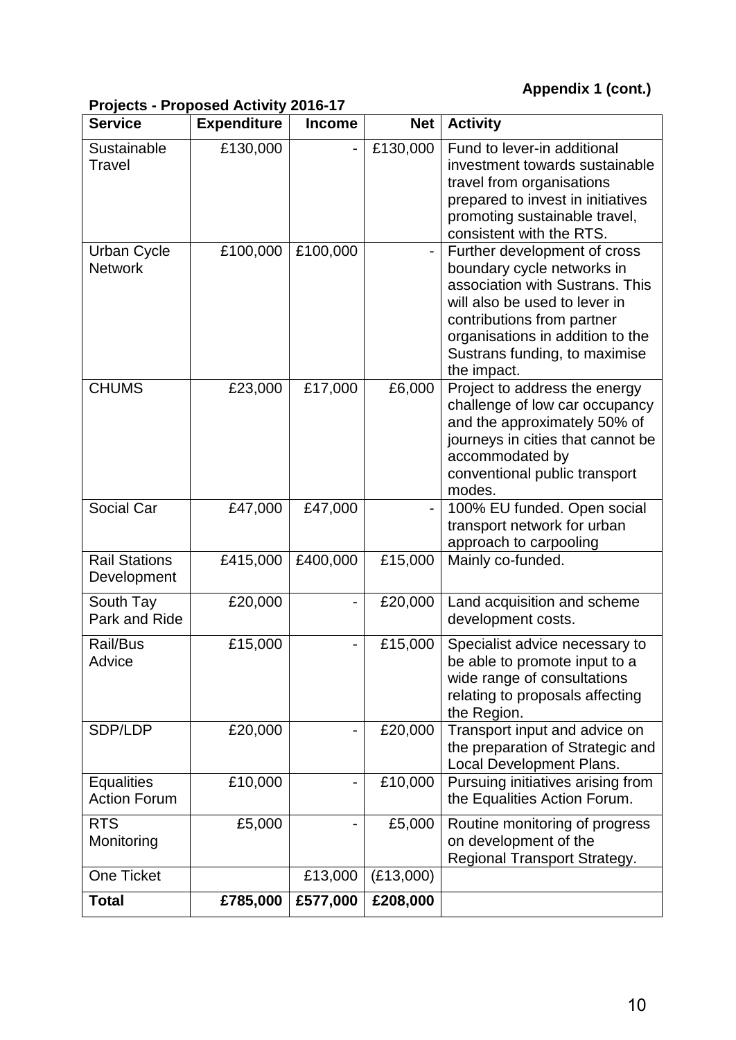**Appendix 1 (cont.)**

**Projects - Proposed Activity 2016-17**

| Service | Expenditure | Income | Net | Activity |
|---|---|---|---|---|
| Sustainable Travel | £130,000 | - | £130,000 | Fund to lever-in additional investment towards sustainable travel from organisations prepared to invest in initiatives promoting sustainable travel, consistent with the RTS. |
| Urban Cycle Network | £100,000 | £100,000 | - | Further development of cross boundary cycle networks in association with Sustrans. This will also be used to lever in contributions from partner organisations in addition to the Sustrans funding, to maximise the impact. |
| CHUMS | £23,000 | £17,000 | £6,000 | Project to address the energy challenge of low car occupancy and the approximately 50% of journeys in cities that cannot be accommodated by conventional public transport modes. |
| Social Car | £47,000 | £47,000 | - | 100% EU funded. Open social transport network for urban approach to carpooling |
| Rail Stations Development | £415,000 | £400,000 | £15,000 | Mainly co-funded. |
| South Tay Park and Ride | £20,000 | - | £20,000 | Land acquisition and scheme development costs. |
| Rail/Bus Advice | £15,000 | - | £15,000 | Specialist advice necessary to be able to promote input to a wide range of consultations relating to proposals affecting the Region. |
| SDP/LDP | £20,000 | - | £20,000 | Transport input and advice on the preparation of Strategic and Local Development Plans. |
| Equalities Action Forum | £10,000 | - | £10,000 | Pursuing initiatives arising from the Equalities Action Forum. |
| RTS Monitoring | £5,000 | - | £5,000 | Routine monitoring of progress on development of the Regional Transport Strategy. |
| One Ticket | | £13,000 | (£13,000) | |
| **Total** | **£785,000** | **£577,000** | **£208,000** | |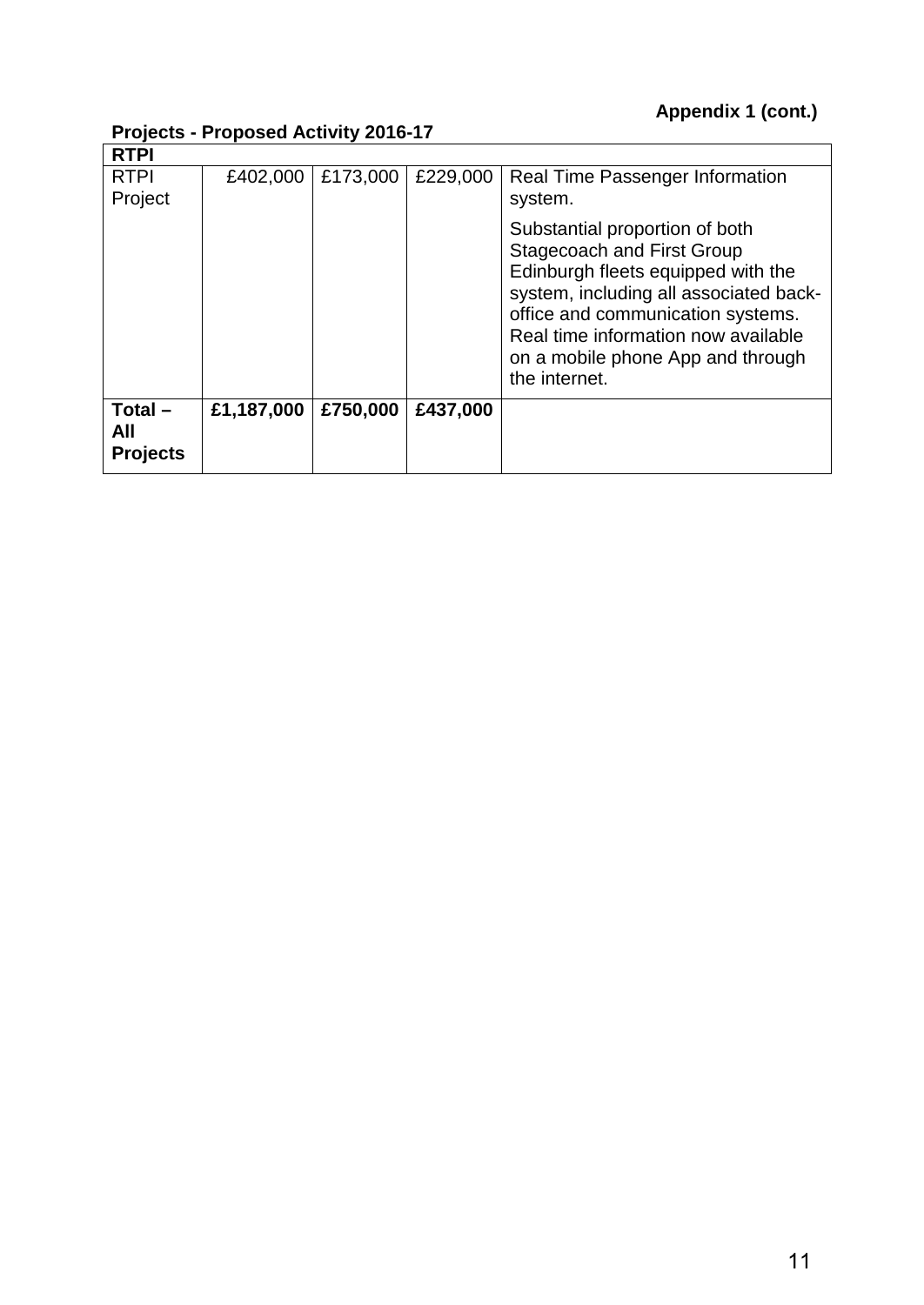**Appendix 1 (cont.)**

**Projects - Proposed Activity 2016-17**

| **RTPI** | | | | |
|---|---|---|---|---|
| RTPI Project | £402,000 | £173,000 | £229,000 | Real Time Passenger Information system.<br><br>Substantial proportion of both Stagecoach and First Group Edinburgh fleets equipped with the system, including all associated back-office and communication systems. Real time information now available on a mobile phone App and through the internet. |
| **Total – All Projects** | **£1,187,000** | **£750,000** | **£437,000** | |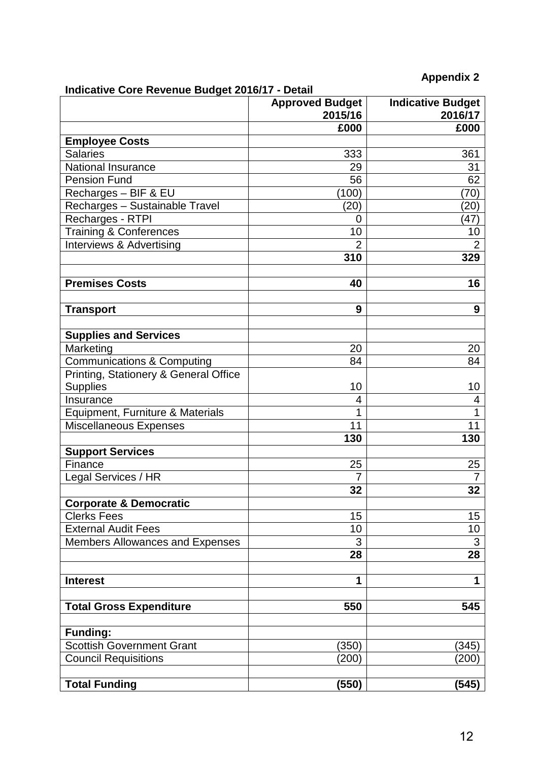**Appendix 2**

**Indicative Core Revenue Budget 2016/17 - Detail**

| | Approved Budget 2015/16 | Indicative Budget 2016/17 |
|---|---|---|
| | **£000** | **£000** |
| **Employee Costs** | | |
| Salaries | 333 | 361 |
| National Insurance | 29 | 31 |
| Pension Fund | 56 | 62 |
| Recharges – BIF & EU | (100) | (70) |
| Recharges – Sustainable Travel | (20) | (20) |
| Recharges - RTPI | 0 | (47) |
| Training & Conferences | 10 | 10 |
| Interviews & Advertising | 2 | 2 |
| | **310** | **329** |
| | | |
| **Premises Costs** | **40** | **16** |
| | | |
| **Transport** | **9** | **9** |
| | | |
| **Supplies and Services** | | |
| Marketing | 20 | 20 |
| Communications & Computing | 84 | 84 |
| Printing, Stationery & General Office Supplies | 10 | 10 |
| Insurance | 4 | 4 |
| Equipment, Furniture & Materials | 1 | 1 |
| Miscellaneous Expenses | 11 | 11 |
| | **130** | **130** |
| **Support Services** | | |
| Finance | 25 | 25 |
| Legal Services / HR | 7 | 7 |
| | **32** | **32** |
| **Corporate & Democratic** | | |
| Clerks Fees | 15 | 15 |
| External Audit Fees | 10 | 10 |
| Members Allowances and Expenses | 3 | 3 |
| | **28** | **28** |
| | | |
| **Interest** | **1** | **1** |
| | | |
| **Total Gross Expenditure** | **550** | **545** |
| | | |
| **Funding:** | | |
| Scottish Government Grant | (350) | (345) |
| Council Requisitions | (200) | (200) |
| | | |
| **Total Funding** | **(550)** | **(545)** |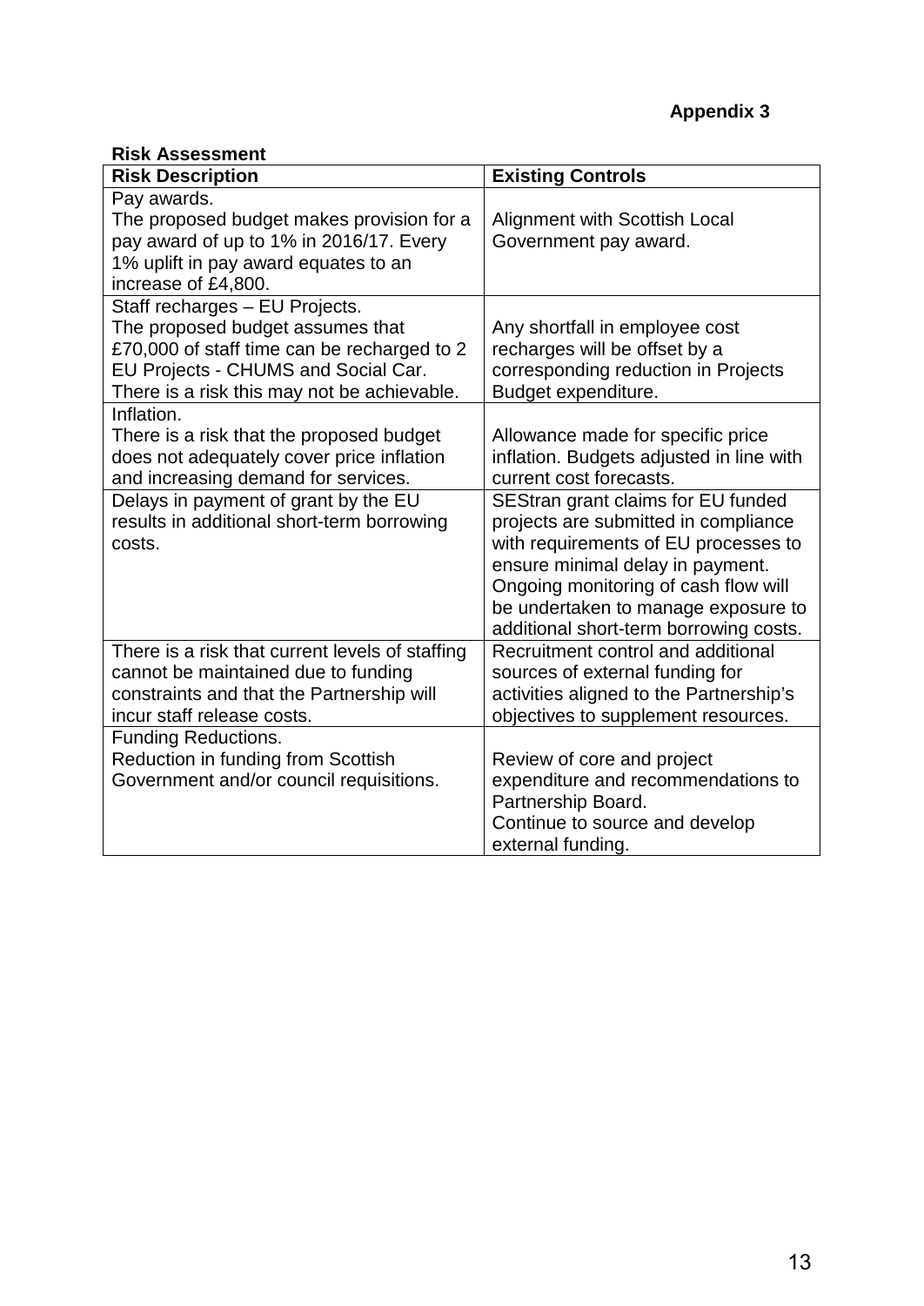**Appendix 3**

**Risk Assessment**

| **Risk Description** | **Existing Controls** |
|---|---|
| Pay awards.<br>The proposed budget makes provision for a pay award of up to 1% in 2016/17. Every 1% uplift in pay award equates to an increase of £4,800. | Alignment with Scottish Local Government pay award. |
| Staff recharges – EU Projects.<br>The proposed budget assumes that £70,000 of staff time can be recharged to 2 EU Projects - CHUMS and Social Car. There is a risk this may not be achievable. | Any shortfall in employee cost recharges will be offset by a corresponding reduction in Projects Budget expenditure. |
| Inflation.<br>There is a risk that the proposed budget does not adequately cover price inflation and increasing demand for services. | Allowance made for specific price inflation. Budgets adjusted in line with current cost forecasts. |
| Delays in payment of grant by the EU results in additional short-term borrowing costs. | SEStran grant claims for EU funded projects are submitted in compliance with requirements of EU processes to ensure minimal delay in payment. Ongoing monitoring of cash flow will be undertaken to manage exposure to additional short-term borrowing costs. |
| There is a risk that current levels of staffing cannot be maintained due to funding constraints and that the Partnership will incur staff release costs. | Recruitment control and additional sources of external funding for activities aligned to the Partnership's objectives to supplement resources. |
| Funding Reductions.<br>Reduction in funding from Scottish Government and/or council requisitions. | Review of core and project expenditure and recommendations to Partnership Board.<br>Continue to source and develop external funding. |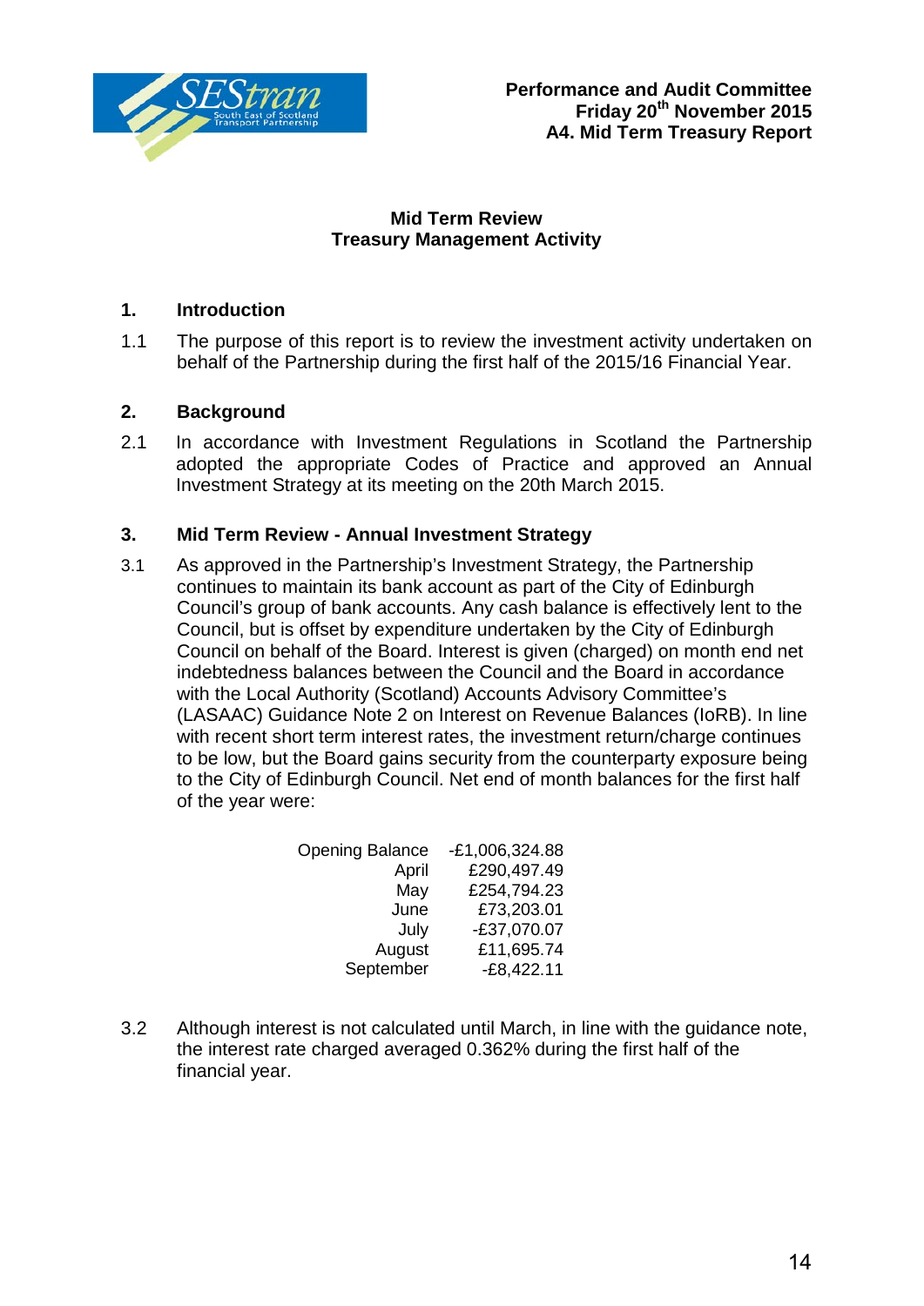Performance and Audit Committee
Friday 20th November 2015
A4. Mid Term Treasury Report

## Mid Term Review
## Treasury Management Activity

### 1. Introduction

1.1 The purpose of this report is to review the investment activity undertaken on behalf of the Partnership during the first half of the 2015/16 Financial Year.

### 2. Background

2.1 In accordance with Investment Regulations in Scotland the Partnership adopted the appropriate Codes of Practice and approved an Annual Investment Strategy at its meeting on the 20th March 2015.

### 3. Mid Term Review - Annual Investment Strategy

3.1 As approved in the Partnership's Investment Strategy, the Partnership continues to maintain its bank account as part of the City of Edinburgh Council's group of bank accounts. Any cash balance is effectively lent to the Council, but is offset by expenditure undertaken by the City of Edinburgh Council on behalf of the Board. Interest is given (charged) on month end net indebtedness balances between the Council and the Board in accordance with the Local Authority (Scotland) Accounts Advisory Committee's (LASAAC) Guidance Note 2 on Interest on Revenue Balances (IoRB). In line with recent short term interest rates, the investment return/charge continues to be low, but the Board gains security from the counterparty exposure being to the City of Edinburgh Council. Net end of month balances for the first half of the year were:

| | |
|---:|---:|
| Opening Balance | -£1,006,324.88 |
| April | £290,497.49 |
| May | £254,794.23 |
| June | £73,203.01 |
| July | -£37,070.07 |
| August | £11,695.74 |
| September | -£8,422.11 |

3.2 Although interest is not calculated until March, in line with the guidance note, the interest rate charged averaged 0.362% during the first half of the financial year.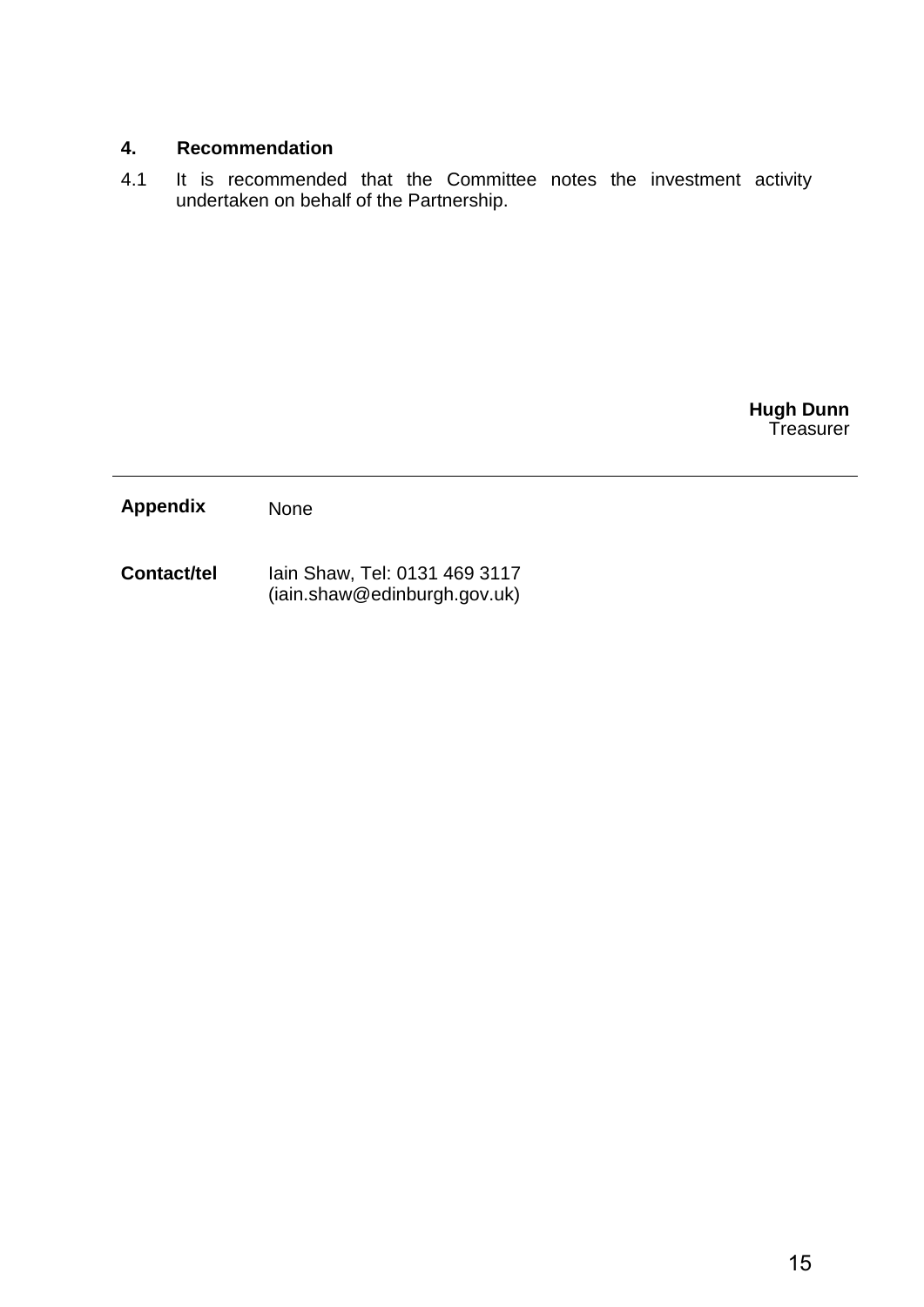## 4. Recommendation

4.1 It is recommended that the Committee notes the investment activity undertaken on behalf of the Partnership.

**Hugh Dunn**
Treasurer

---

| | |
|---|---|
| **Appendix** | None |
| **Contact/tel** | Iain Shaw, Tel: 0131 469 3117 (iain.shaw@edinburgh.gov.uk) |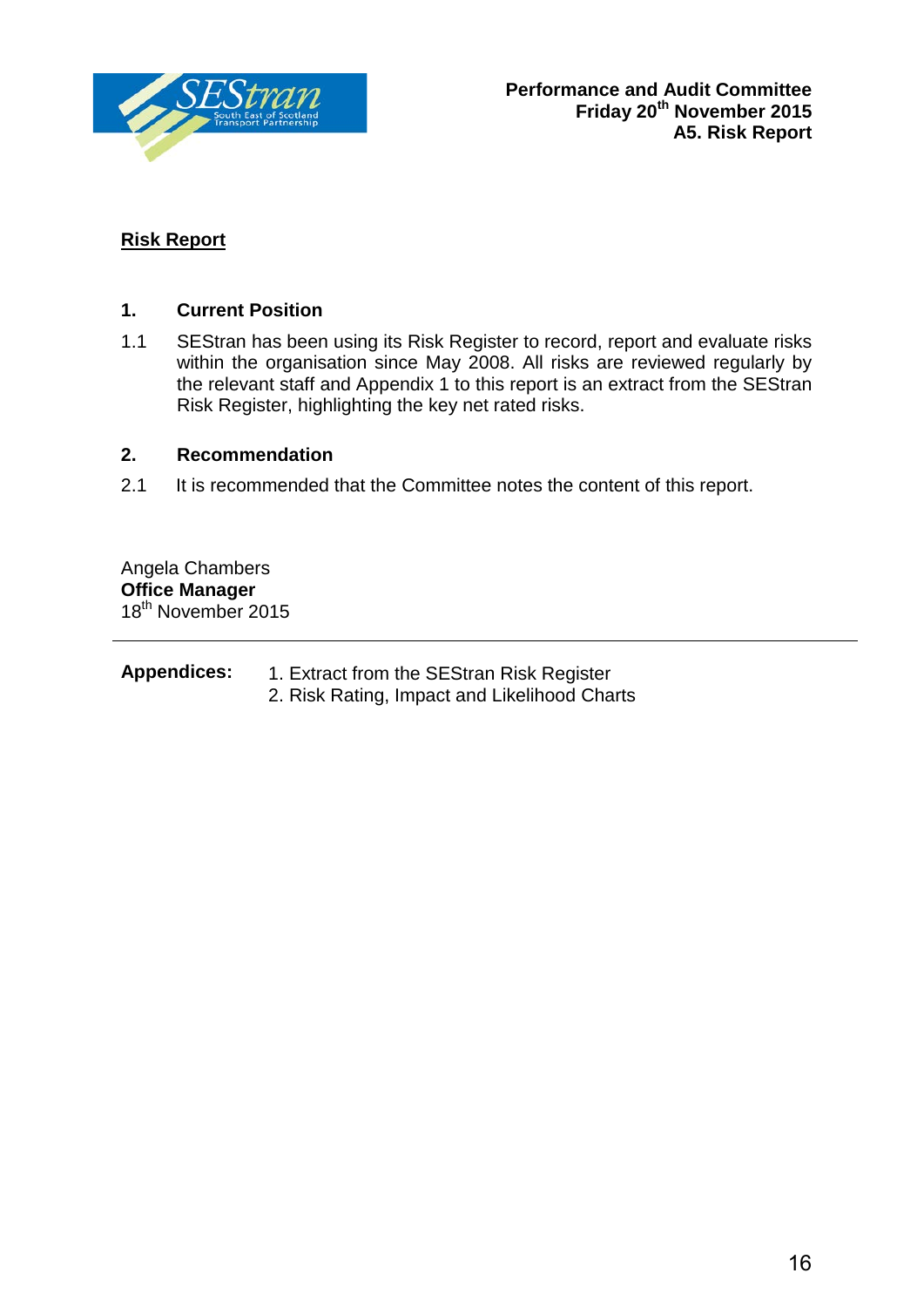**Performance and Audit Committee**
**Friday 20th November 2015**
**A5. Risk Report**

## Risk Report

### 1. Current Position

1.1 SEStran has been using its Risk Register to record, report and evaluate risks within the organisation since May 2008. All risks are reviewed regularly by the relevant staff and Appendix 1 to this report is an extract from the SEStran Risk Register, highlighting the key net rated risks.

### 2. Recommendation

2.1 It is recommended that the Committee notes the content of this report.

Angela Chambers
**Office Manager**
18th November 2015

---

**Appendices:**
1. Extract from the SEStran Risk Register
2. Risk Rating, Impact and Likelihood Charts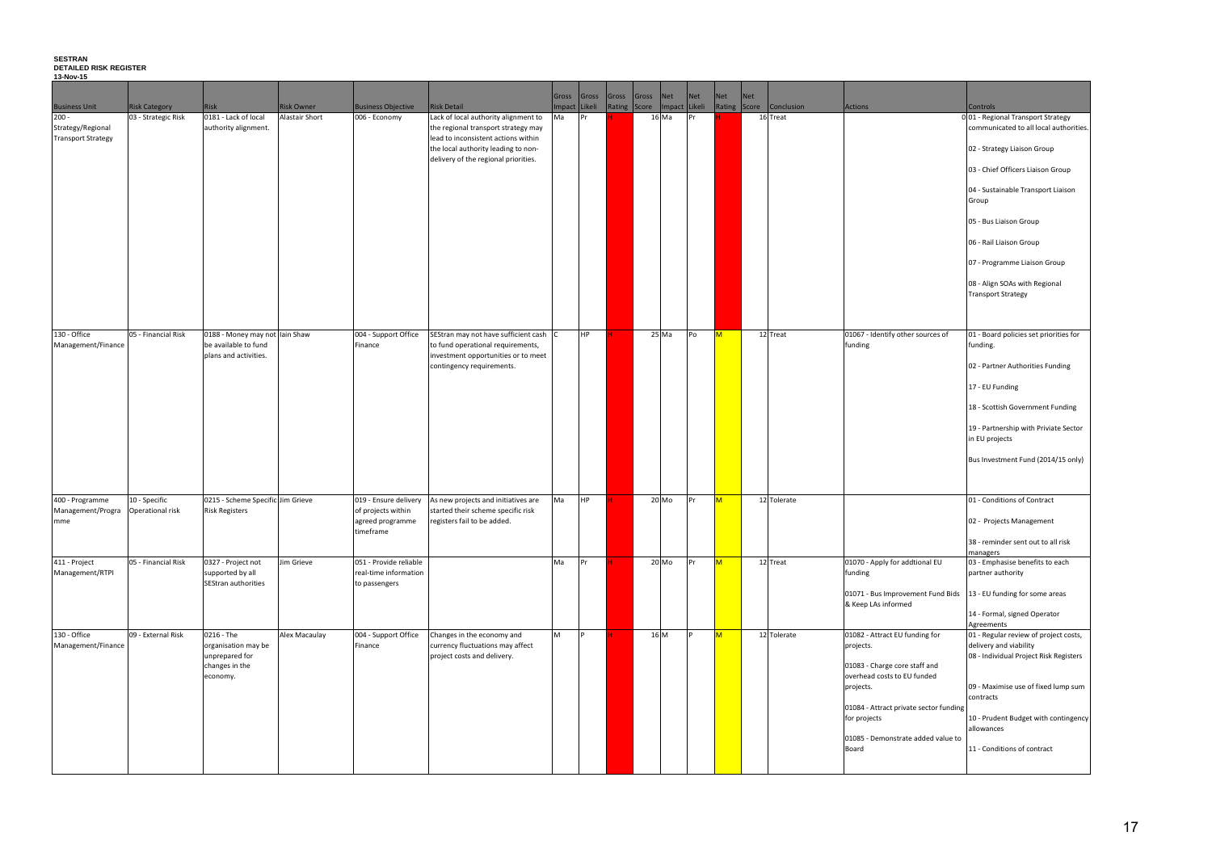**SESTRAN**
**DETAILED RISK REGISTER**
**13-Nov-15**

| Business Unit | Risk Category | Risk | Risk Owner | Business Objective | Risk Detail | Gross Impact | Gross Likeli | Gross Rating | Gross Score | Net Impact | Net Likeli | Net Rating | Net Score | Conclusion | Actions | Controls |
|---|---|---|---|---|---|---|---|---|---|---|---|---|---|---|---|---|
| 200 - Strategy/Regional Transport Strategy | 03 - Strategic Risk | 0181 - Lack of local authority alignment. | Alastair Short | 006 - Economy | Lack of local authority alignment to the regional transport strategy may lead to inconsistent actions within the local authority leading to non-delivery of the regional priorities. | Ma | Pr | H | 16 | Ma | Pr | H | 16 | Treat | 0 | 01 - Regional Transport Strategy communicated to all local authorities.<br><br>02 - Strategy Liaison Group<br><br>03 - Chief Officers Liaison Group<br><br>04 - Sustainable Transport Liaison Group<br><br>05 - Bus Liaison Group<br><br>06 - Rail Liaison Group<br><br>07 - Programme Liaison Group<br><br>08 - Align SOAs with Regional Transport Strategy |
| 130 - Office Management/Finance | 05 - Financial Risk | 0188 - Money may not be available to fund plans and activities. | Iain Shaw | 004 - Support Office Finance | SEStran may not have sufficient cash to fund operational requirements, investment opportunities or to meet contingency requirements. | C | HP | H | 25 | Ma | Po | M | 12 | Treat | 01067 - Identify other sources of funding | 01 - Board policies set priorities for funding.<br><br>02 - Partner Authorities Funding<br><br>17 - EU Funding<br><br>18 - Scottish Government Funding<br><br>19 - Partnership with Priviate Sector in EU projects<br><br>Bus Investment Fund (2014/15 only) |
| 400 - Programme Management/Programme | 10 - Specific Operational risk | 0215 - Scheme Specific Risk Registers | Jim Grieve | 019 - Ensure delivery of projects within agreed programme timeframe | As new projects and initiatives are started their scheme specific risk registers fail to be added. | Ma | HP | H | 20 | Mo | Pr | M | 12 | Tolerate | | 01 - Conditions of Contract<br><br>02 - Projects Management<br><br>38 - reminder sent out to all risk managers |
| 411 - Project Management/RTPI | 05 - Financial Risk | 0327 - Project not supported by all SEStran authorities | Jim Grieve | 051 - Provide reliable real-time information to passengers | | Ma | Pr | H | 20 | Mo | Pr | M | 12 | Treat | 01070 - Apply for addtional EU funding<br><br>01071 - Bus Improvement Fund Bids & Keep LAs informed | 03 - Emphasise benefits to each partner authority<br><br>13 - EU funding for some areas<br><br>14 - Formal, signed Operator Agreements |
| 130 - Office Management/Finance | 09 - External Risk | 0216 - The organisation may be unprepared for changes in the economy. | Alex Macaulay | 004 - Support Office Finance | Changes in the economy and currency fluctuations may affect project costs and delivery. | M | P | H | 16 | M | P | M | 12 | Tolerate | 01082 - Attract EU funding for projects.<br><br>01083 - Charge core staff and overhead costs to EU funded projects.<br><br>01084 - Attract private sector funding for projects<br><br>01085 - Demonstrate added value to Board | 01 - Regular review of project costs, delivery and viability<br>08 - Individual Project Risk Registers<br><br>09 - Maximise use of fixed lump sum contracts<br><br>10 - Prudent Budget with contingency allowances<br><br>11 - Conditions of contract |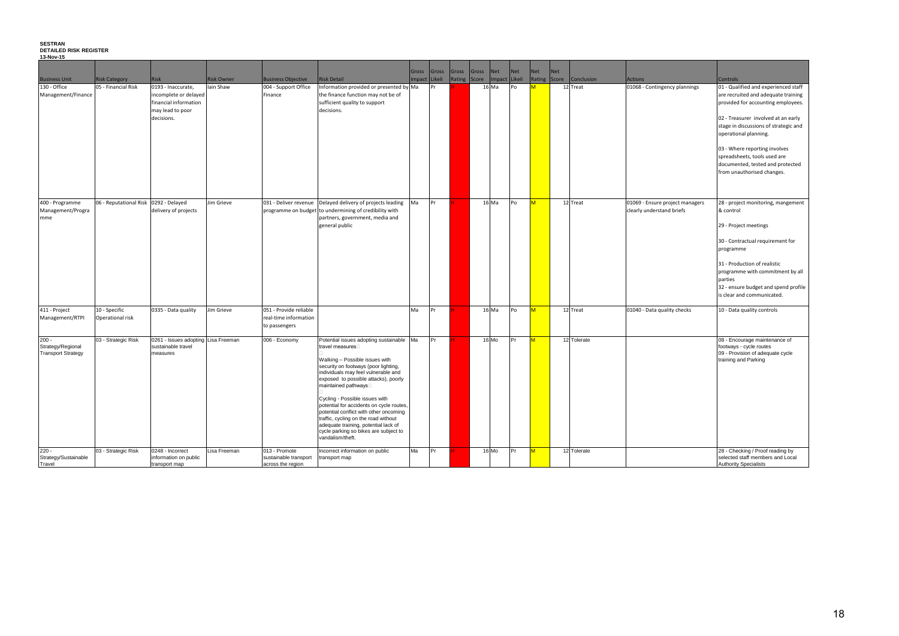**SESTRAN**
**DETAILED RISK REGISTER**
**13-Nov-15**

| Business Unit | Risk Category | Risk | Risk Owner | Business Objective | Risk Detail | Gross Impact | Gross Likeli | Gross Rating | Gross Score | Net Impact | Net Likeli | Net Rating | Net Score | Conclusion | Actions | Controls |
|---|---|---|---|---|---|---|---|---|---|---|---|---|---|---|---|---|
| 130 - Office Management/Finance | 05 - Financial Risk | 0193 - Inaccurate, incomplete or delayed financial information may lead to poor decisions. | Iain Shaw | 004 - Support Office Finance | Information provided or presented by the finance function may not be of sufficient quality to support decisions. | Ma | Pr | H | 16 | Ma | Po | M | 12 | Treat | 01068 - Contingency plannings | 01 - Qualified and experienced staff are recruited and adequate training provided for accounting employees.<br><br>02 - Treasurer involved at an early stage in discussions of strategic and operational planning.<br><br>03 - Where reporting involves spreadsheets, tools used are documented, tested and protected from unauthorised changes. |
| 400 - Programme Management/Programme | 06 - Reputational Risk | 0292 - Delayed delivery of projects | Jim Grieve | 031 - Deliver revenue programme on budget | Delayed delivery of projects leading to undermining of credibility with partners, government, media and general public | Ma | Pr | H | 16 | Ma | Po | M | 12 | Treat | 01069 - Ensure project managers clearly understand briefs | 28 - project monitoring, mangement & control<br><br>29 - Project meetings<br><br>30 - Contractual requirement for programme<br><br>31 - Production of realistic programme with commitment by all parties<br>32 - ensure budget and spend profile is clear and communicated. |
| 411 - Project Management/RTPI | 10 - Specific Operational risk | 0335 - Data quality | Jim Grieve | 051 - Provide reliable real-time information to passengers | | Ma | Pr | H | 16 | Ma | Po | M | 12 | Treat | 01040 - Data quality checks | 10 - Data quality controls |
| 200 - Strategy/Regional Transport Strategy | 03 - Strategic Risk | 0261 - Issues adopting sustainable travel measures | Lisa Freeman | 006 - Economy | Potential issues adopting sustainable travel measures<br><br>Walking – Possible issues with security on footways (poor lighting, individuals may feel vulnerable and exposed to possible attacks), poorly maintained pathways<br><br>Cycling - Possible issues with potential for accidents on cycle routes, potential conflict with other oncoming traffic, cycling on the road without adequate training, potential lack of cycle parking so bikes are subject to vandalism/theft. | Ma | Pr | H | 16 | Mo | Pr | M | 12 | Tolerate | | 08 - Encourage maintenance of footways - cycle routes<br>09 - Provision of adequate cycle training and Parking |
| 220 - Strategy/Sustainable Travel | 03 - Strategic Risk | 0248 - Incorrect information on public transport map | Lisa Freeman | 013 - Promote sustainable transport across the region | Incorrect information on public transport map | Ma | Pr | H | 16 | Mo | Pr | M | 12 | Tolerate | | 28 - Checking / Proof reading by selected staff members and Local Authority Specialists |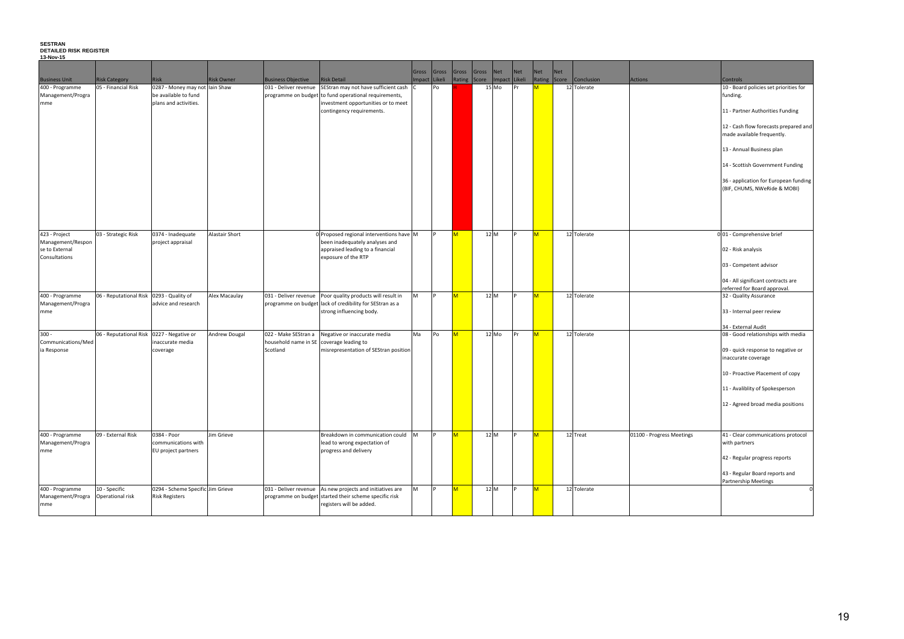**SESTRAN**
**DETAILED RISK REGISTER**
**13-Nov-15**

| Business Unit | Risk Category | Risk | Risk Owner | Business Objective | Risk Detail | Gross Impact | Gross Likeli | Gross Rating | Gross Score | Net Impact | Net Likeli | Net Rating | Net Score | Conclusion | Actions | Controls |
|---|---|---|---|---|---|---|---|---|---|---|---|---|---|---|---|---|
| 400 - Programme Management/Programme | 05 - Financial Risk | 0287 - Money may not be available to fund plans and activities. | Iain Shaw | 031 - Deliver revenue programme on budget | SEStran may not have sufficient cash to fund operational requirements, investment opportunities or to meet contingency requirements. | C | Po | H | 15 | Mo | Pr | M | 12 | Tolerate | | 10 - Board policies set priorities for funding.<br><br>11 - Partner Authorities Funding<br><br>12 - Cash flow forecasts prepared and made available frequently.<br><br>13 - Annual Business plan<br><br>14 - Scottish Government Funding<br><br>36 - application for European funding (BIF, CHUMS, NWeRide & MOBI) |
| 423 - Project Management/Response to External Consultations | 03 - Strategic Risk | 0374 - Inadequate project appraisal | Alastair Short | 0 | Proposed regional interventions have been inadequately analyses and appraised leading to a financial exposure of the RTP | M | P | M | 12 | M | P | M | 12 | Tolerate | 0 | 01 - Comprehensive brief<br><br>02 - Risk analysis<br><br>03 - Competent advisor<br><br>04 - All significant contracts are referred for Board approval. |
| 400 - Programme Management/Programme | 06 - Reputational Risk | 0293 - Quality of advice and research | Alex Macaulay | 031 - Deliver revenue programme on budget | Poor quality products will result in lack of credibility for SEStran as a strong influencing body. | M | P | M | 12 | M | P | M | 12 | Tolerate | | 32 - Quality Assurance<br><br>33 - Internal peer review<br><br>34 - External Audit |
| 300 - Communications/Media Response | 06 - Reputational Risk | 0227 - Negative or inaccurate media coverage | Andrew Dougal | 022 - Make SEStran a household name in SE Scotland | Negative or inaccurate media coverage leading to misrepresentation of SEStran position | Ma | Po | M | 12 | Mo | Pr | M | 12 | Tolerate | | 08 - Good relationships with media<br><br>09 - quick response to negative or inaccurate coverage<br><br>10 - Proactive Placement of copy<br><br>11 - Avaliblity of Spokesperson<br><br>12 - Agreed broad media positions |
| 400 - Programme Management/Programme | 09 - External Risk | 0384 - Poor communications with EU project partners | Jim Grieve | | Breakdown in communication could lead to wrong expectation of progress and delivery | M | P | M | 12 | M | P | M | 12 | Treat | 01100 - Progress Meetings | 41 - Clear communications protocol with partners<br><br>42 - Regular progress reports<br><br>43 - Regular Board reports and Partnership Meetings |
| 400 - Programme Management/Programme | 10 - Specific Operational risk | 0294 - Scheme Specific Risk Registers | Jim Grieve | 031 - Deliver revenue programme on budget | As new projects and initiatives are started their scheme specific risk registers will be added. | M | P | M | 12 | M | P | M | 12 | Tolerate | | 0 |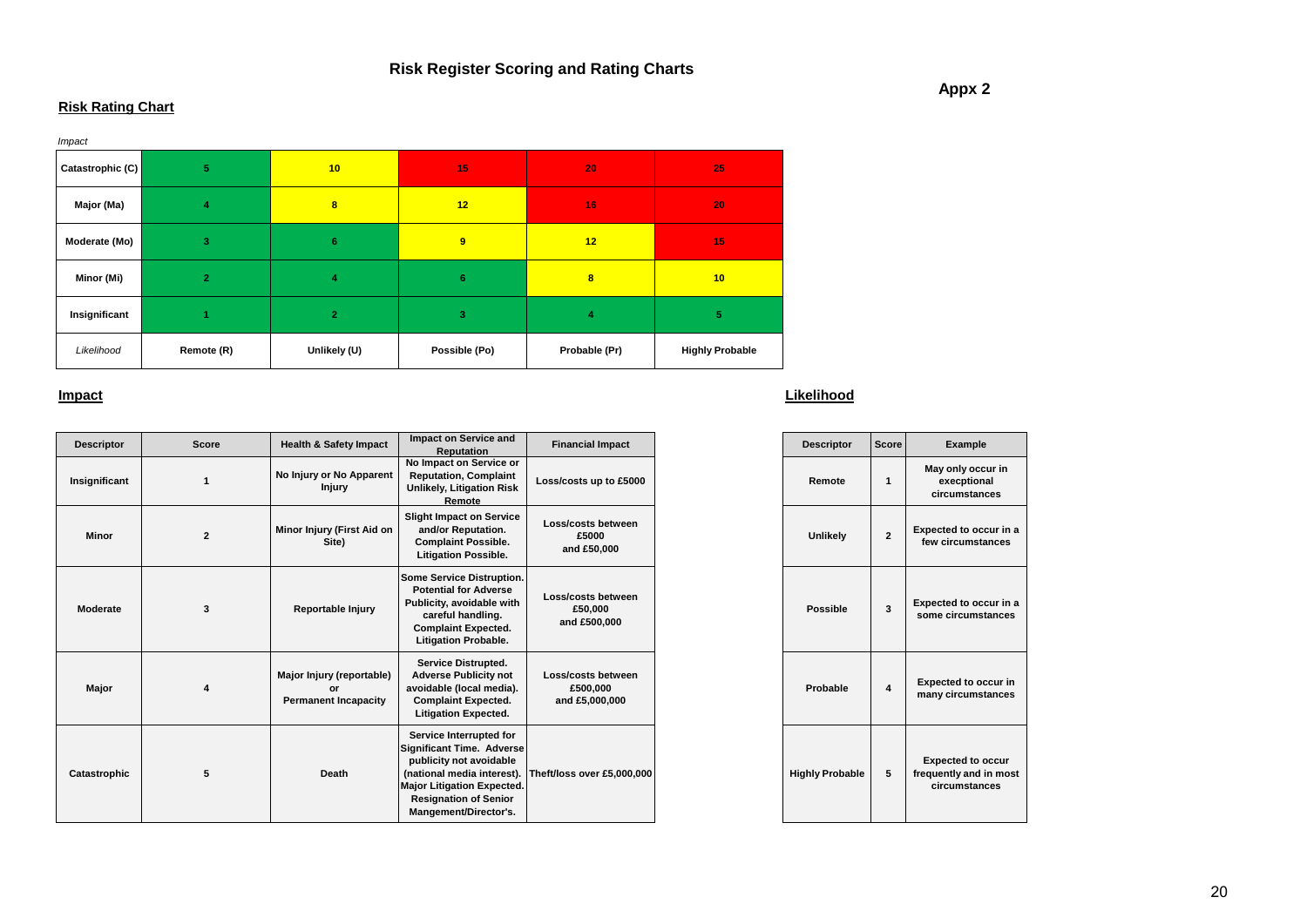# Risk Register Scoring and Rating Charts

**Appx 2**

## Risk Rating Chart

*Impact*

| | | | | | |
|---|---|---|---|---|---|
| **Catastrophic (C)** | 5 | 10 | 15 | 20 | 25 |
| **Major (Ma)** | 4 | 8 | 12 | 16 | 20 |
| **Moderate (Mo)** | 3 | 6 | 9 | 12 | 15 |
| **Minor (Mi)** | 2 | 4 | 6 | 8 | 10 |
| **Insignificant** | 1 | 2 | 3 | 4 | 5 |
| *Likelihood* | **Remote (R)** | **Unlikely (U)** | **Possible (Po)** | **Probable (Pr)** | **Highly Probable** |

## Impact

| Descriptor | Score | Health & Safety Impact | Impact on Service and Reputation | Financial Impact |
|---|---|---|---|---|
| Insignificant | 1 | No Injury or No Apparent Injury | No Impact on Service or Reputation, Complaint Unlikely, Litigation Risk Remote | Loss/costs up to £5000 |
| Minor | 2 | Minor Injury (First Aid on Site) | Slight Impact on Service and/or Reputation. Complaint Possible. Litigation Possible. | Loss/costs between £5000 and £50,000 |
| Moderate | 3 | Reportable Injury | Some Service Distruption. Potential for Adverse Publicity, avoidable with careful handling. Complaint Expected. Litigation Probable. | Loss/costs between £50,000 and £500,000 |
| Major | 4 | Major Injury (reportable) or Permanent Incapacity | Service Distrupted. Adverse Publicity not avoidable (local media). Complaint Expected. Litigation Expected. | Loss/costs between £500,000 and £5,000,000 |
| Catastrophic | 5 | Death | Service Interrupted for Significant Time. Adverse publicity not avoidable (national media interest). Major Litigation Expected. Resignation of Senior Mangement/Director's. | Theft/loss over £5,000,000 |

## Likelihood

| Descriptor | Score | Example |
|---|---|---|
| Remote | 1 | May only occur in execptional circumstances |
| Unlikely | 2 | Expected to occur in a few circumstances |
| Possible | 3 | Expected to occur in a some circumstances |
| Probable | 4 | Expected to occur in many circumstances |
| Highly Probable | 5 | Expected to occur frequently and in most circumstances |